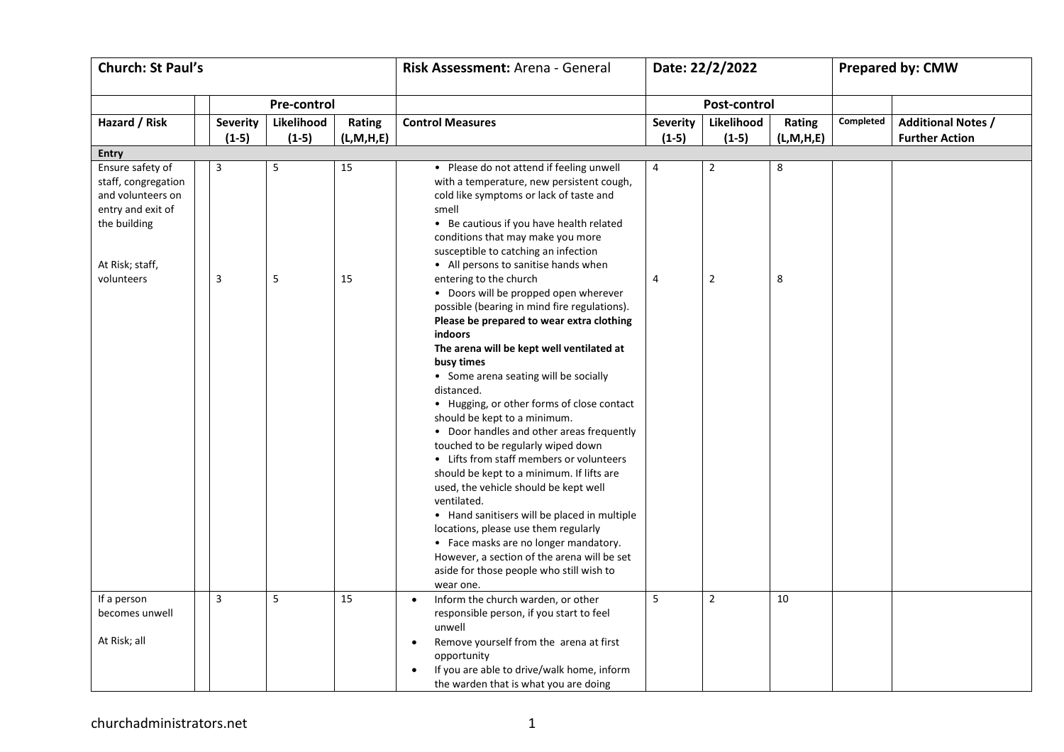| Church: St Paul's | | | | | Risk Assessment: Arena - General | Date: 22/2/2022 | | | Prepared by: CMW | |
|---|---|---|---|---|---|---|---|---|---|---|
| | | Pre-control | | | | Post-control | | | | |
| **Hazard / Risk** | | **Severity (1-5)** | **Likelihood (1-5)** | **Rating (L,M,H,E)** | **Control Measures** | **Severity (1-5)** | **Likelihood (1-5)** | **Rating (L,M,H,E)** | **Completed** | **Additional Notes / Further Action** |
| **Entry** | | | | | | | | | | |
| Ensure safety of staff, congregation and volunteers on entry and exit of the building<br><br>At Risk; staff, volunteers | | 3<br><br>3 | 5<br><br>5 | 15<br><br>15 | • Please do not attend if feeling unwell with a temperature, new persistent cough, cold like symptoms or lack of taste and smell<br>• Be cautious if you have health related conditions that may make you more susceptible to catching an infection<br>• All persons to sanitise hands when entering to the church<br>• Doors will be propped open wherever possible (bearing in mind fire regulations). **Please be prepared to wear extra clothing indoors**<br>**The arena will be kept well ventilated at busy times**<br>• Some arena seating will be socially distanced.<br>• Hugging, or other forms of close contact should be kept to a minimum.<br>• Door handles and other areas frequently touched to be regularly wiped down<br>• Lifts from staff members or volunteers should be kept to a minimum. If lifts are used, the vehicle should be kept well ventilated.<br>• Hand sanitisers will be placed in multiple locations, please use them regularly<br>• Face masks are no longer mandatory. However, a section of the arena will be set aside for those people who still wish to wear one. | 4<br><br>4 | 2<br><br>2 | 8<br><br>8 | | |
| If a person becomes unwell<br><br>At Risk; all | | 3 | 5 | 15 | • Inform the church warden, or other responsible person, if you start to feel unwell<br>• Remove yourself from the arena at first opportunity<br>• If you are able to drive/walk home, inform the warden that is what you are doing | 5 | 2 | 10 | | |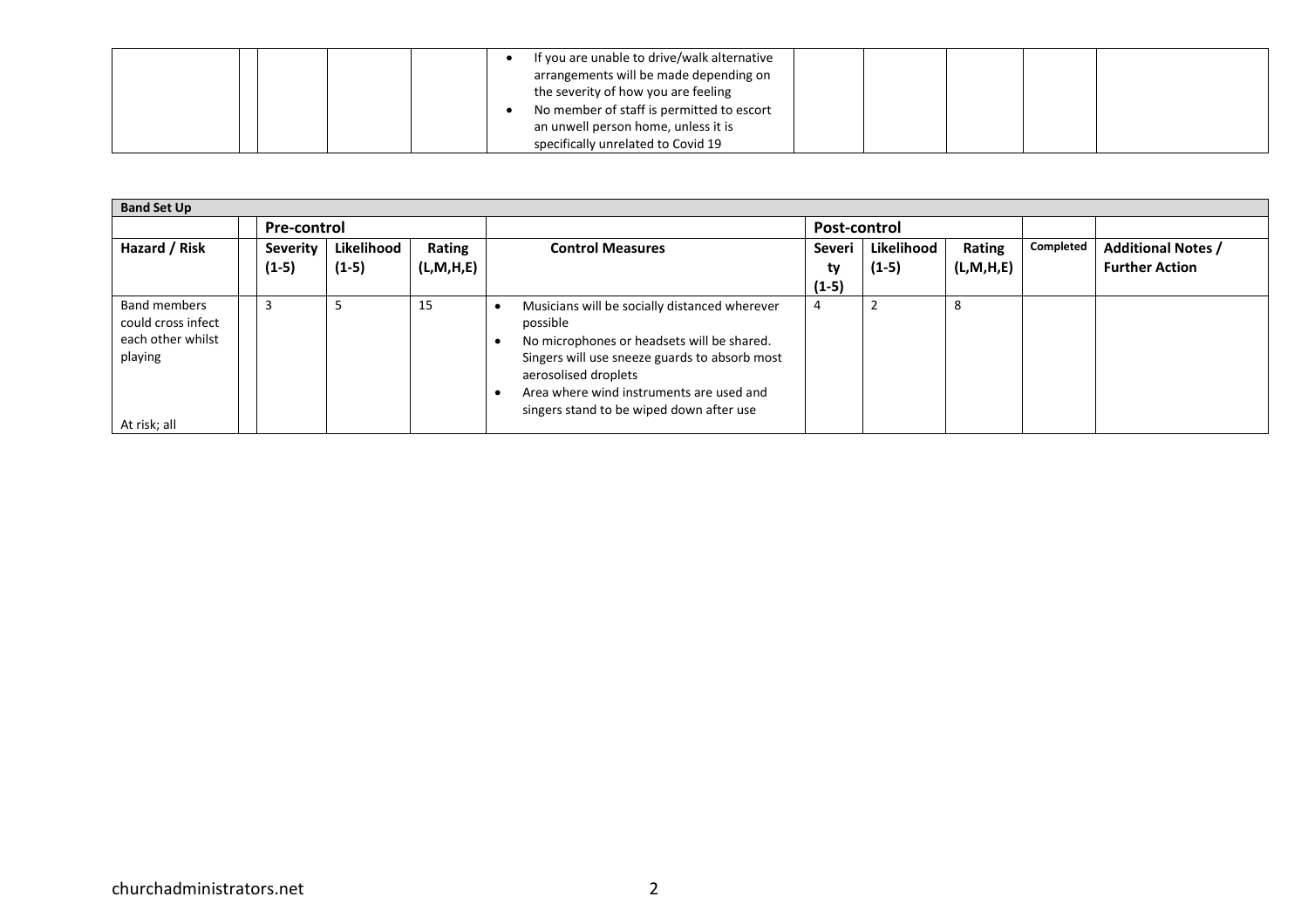| | | | | | | | | | |
|---|---|---|---|---|---|---|---|---|---|
| | | | | • If you are unable to drive/walk alternative arrangements will be made depending on the severity of how you are feeling<br>• No member of staff is permitted to escort an unwell person home, unless it is specifically unrelated to Covid 19 | | | | | |

| **Band Set Up** | | | | | | | | | |
|---|---|---|---|---|---|---|---|---|---|
| | **Pre-control** | | | | **Post-control** | | | | |
| **Hazard / Risk** | **Severity (1-5)** | **Likelihood (1-5)** | **Rating (L,M,H,E)** | **Control Measures** | **Severity (1-5)** | **Likelihood (1-5)** | **Rating (L,M,H,E)** | **Completed** | **Additional Notes / Further Action** |
| Band members could cross infect each other whilst playing<br><br>At risk; all | 3 | 5 | 15 | • Musicians will be socially distanced wherever possible<br>• No microphones or headsets will be shared. Singers will use sneeze guards to absorb most aerosolised droplets<br>• Area where wind instruments are used and singers stand to be wiped down after use | 4 | 2 | 8 | | |

churchadministrators.net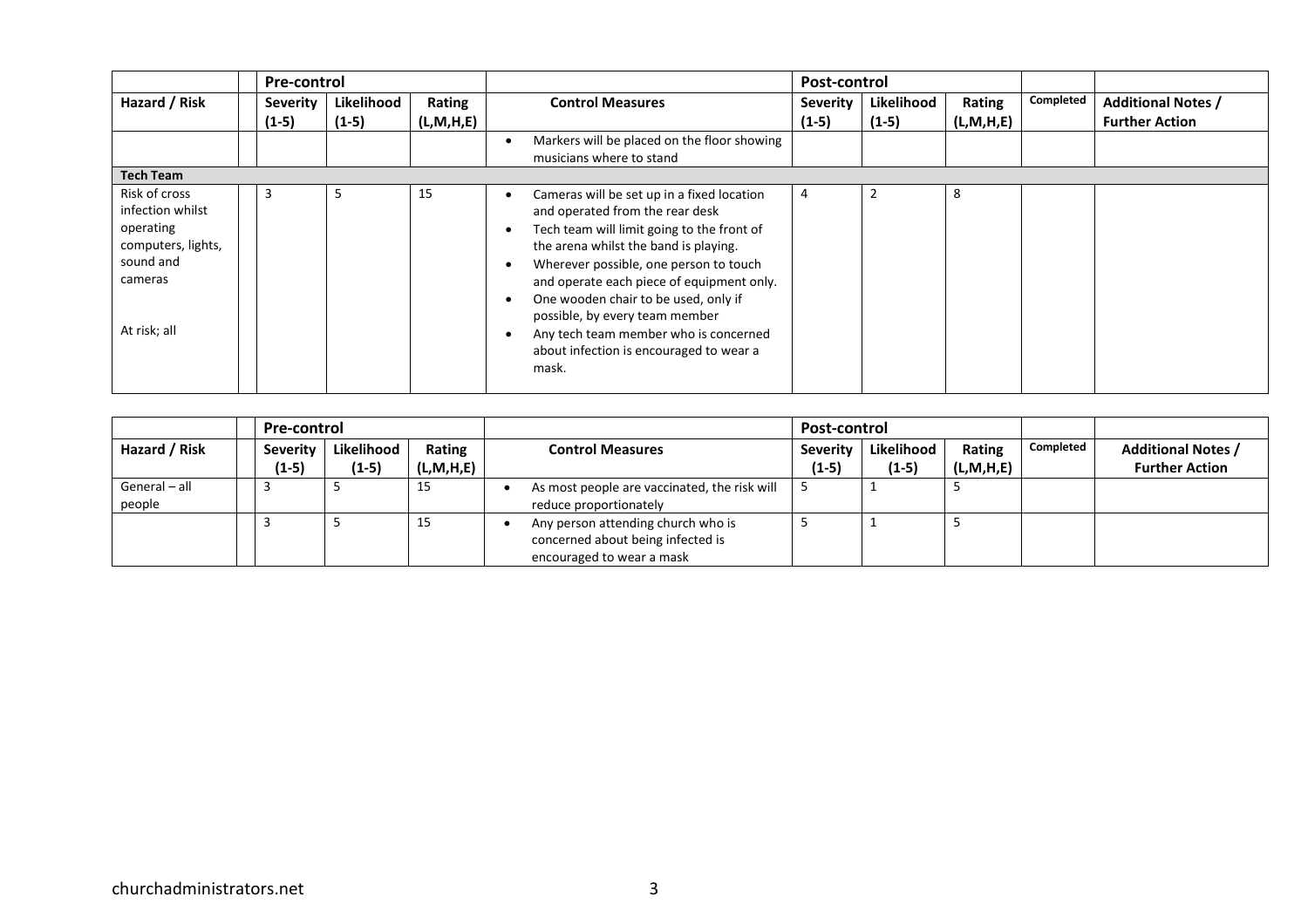| Hazard / Risk | | Pre-control Severity (1-5) | Likelihood (1-5) | Rating (L,M,H,E) | Control Measures | Post-control Severity (1-5) | Likelihood (1-5) | Rating (L,M,H,E) | Completed | Additional Notes / Further Action |
|---|---|---|---|---|---|---|---|---|---|---|
| | | | | | • Markers will be placed on the floor showing musicians where to stand | | | | | |
| **Tech Team** | | | | | | | | | | |
| Risk of cross infection whilst operating computers, lights, sound and cameras<br><br>At risk; all | | 3 | 5 | 15 | • Cameras will be set up in a fixed location and operated from the rear desk<br>• Tech team will limit going to the front of the arena whilst the band is playing.<br>• Wherever possible, one person to touch and operate each piece of equipment only.<br>• One wooden chair to be used, only if possible, by every team member<br>• Any tech team member who is concerned about infection is encouraged to wear a mask. | 4 | 2 | 8 | | |

| Hazard / Risk | | Pre-control Severity (1-5) | Likelihood (1-5) | Rating (L,M,H,E) | Control Measures | Post-control Severity (1-5) | Likelihood (1-5) | Rating (L,M,H,E) | Completed | Additional Notes / Further Action |
|---|---|---|---|---|---|---|---|---|---|---|
| General – all people | | 3 | 5 | 15 | • As most people are vaccinated, the risk will reduce proportionately | 5 | 1 | 5 | | |
| | | 3 | 5 | 15 | • Any person attending church who is concerned about being infected is encouraged to wear a mask | 5 | 1 | 5 | | |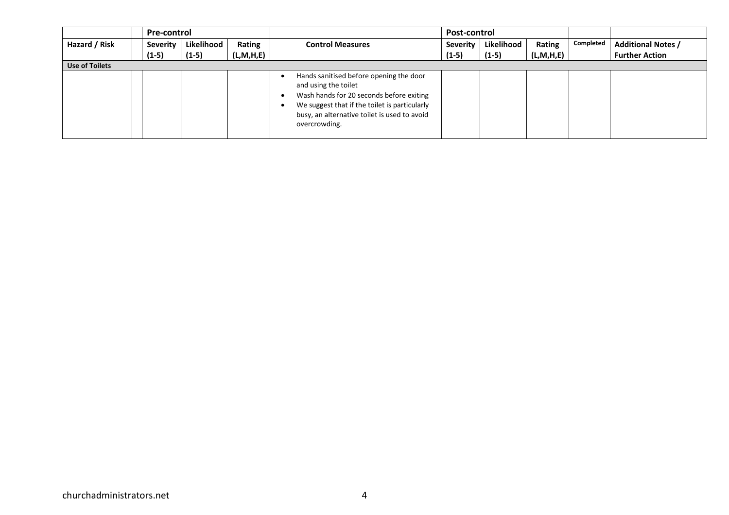| | | Pre-control | | | | Post-control | | | | |
|---|---|---|---|---|---|---|---|---|---|---|
| **Hazard / Risk** | | **Severity (1-5)** | **Likelihood (1-5)** | **Rating (L,M,H,E)** | **Control Measures** | **Severity (1-5)** | **Likelihood (1-5)** | **Rating (L,M,H,E)** | **Completed** | **Additional Notes / Further Action** |
| **Use of Toilets** | | | | | | | | | | |
| | | | | | • Hands sanitised before opening the door and using the toilet<br>• Wash hands for 20 seconds before exiting<br>• We suggest that if the toilet is particularly busy, an alternative toilet is used to avoid overcrowding. | | | | | |

churchadministrators.net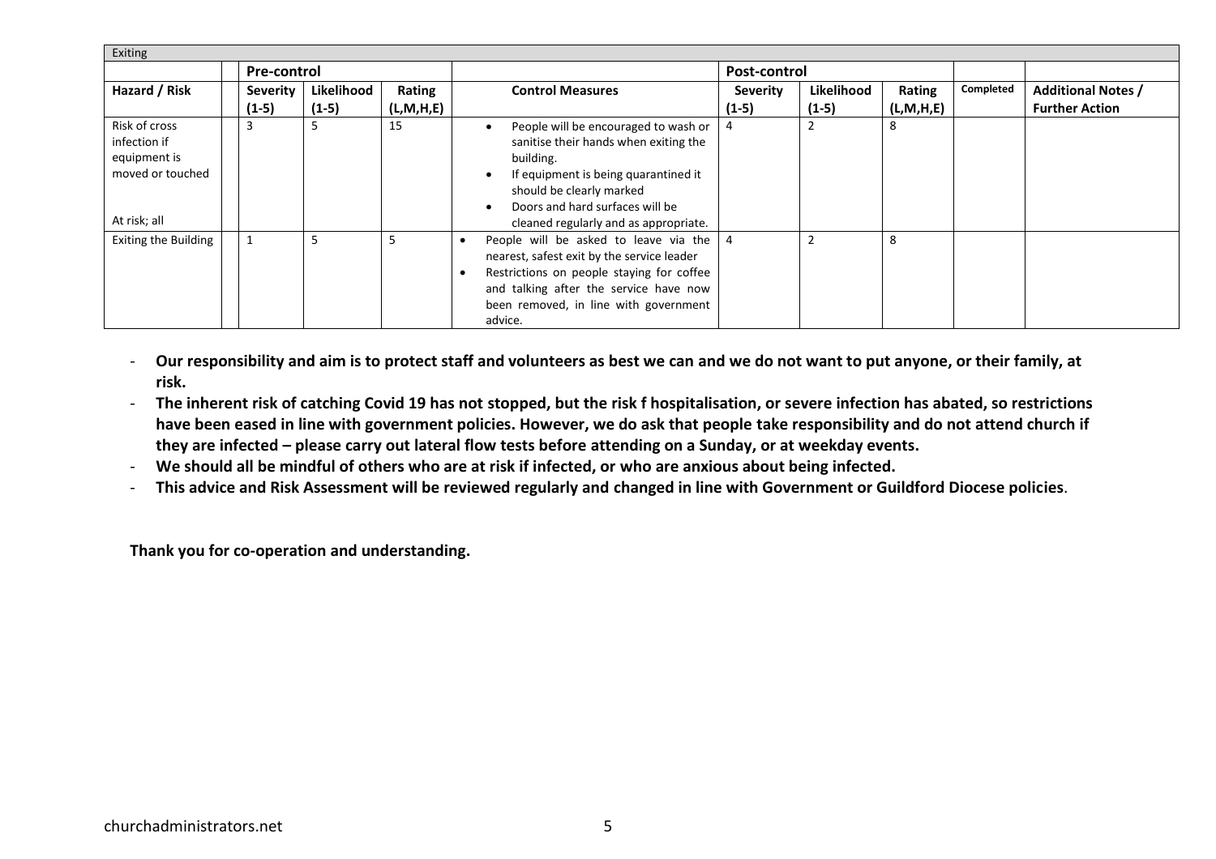| Exiting | | | | | | | | | | | |
|---|---|---|---|---|---|---|---|---|---|---|---|
| | | **Pre-control** | | | | **Post-control** | | | | |
| **Hazard / Risk** | | **Severity (1-5)** | **Likelihood (1-5)** | **Rating (L,M,H,E)** | **Control Measures** | **Severity (1-5)** | **Likelihood (1-5)** | **Rating (L,M,H,E)** | **Completed** | **Additional Notes / Further Action** |
| Risk of cross infection if equipment is moved or touched<br><br>At risk; all | | 3 | 5 | 15 | • People will be encouraged to wash or sanitise their hands when exiting the building.<br>• If equipment is being quarantined it should be clearly marked<br>• Doors and hard surfaces will be cleaned regularly and as appropriate. | 4 | 2 | 8 | | |
| Exiting the Building | | 1 | 5 | 5 | • People will be asked to leave via the nearest, safest exit by the service leader<br>• Restrictions on people staying for coffee and talking after the service have now been removed, in line with government advice. | 4 | 2 | 8 | | |

- **Our responsibility and aim is to protect staff and volunteers as best we can and we do not want to put anyone, or their family, at risk.**
- **The inherent risk of catching Covid 19 has not stopped, but the risk f hospitalisation, or severe infection has abated, so restrictions have been eased in line with government policies. However, we do ask that people take responsibility and do not attend church if they are infected – please carry out lateral flow tests before attending on a Sunday, or at weekday events.**
- **We should all be mindful of others who are at risk if infected, or who are anxious about being infected.**
- **This advice and Risk Assessment will be reviewed regularly and changed in line with Government or Guildford Diocese policies**.

**Thank you for co-operation and understanding.**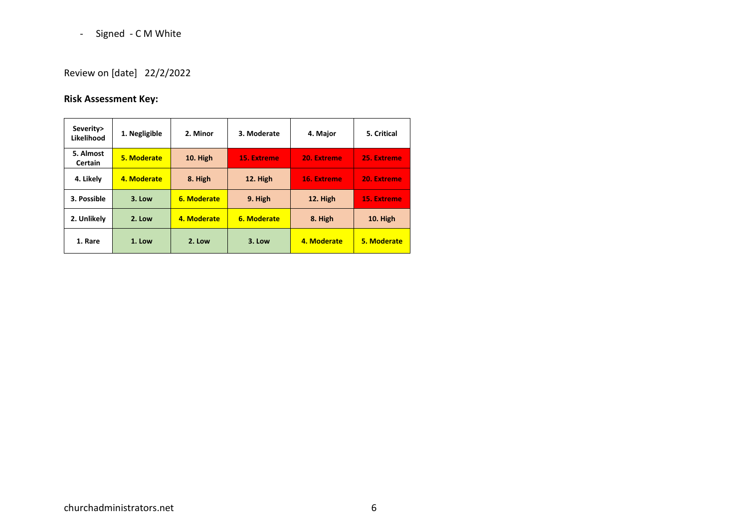- Signed - C M White

Review on [date] 22/2/2022

**Risk Assessment Key:**

| Severity> Likelihood | 1. Negligible | 2. Minor | 3. Moderate | 4. Major | 5. Critical |
|---|---|---|---|---|---|
| 5. Almost Certain | 5. Moderate | 10. High | 15. Extreme | 20. Extreme | 25. Extreme |
| 4. Likely | 4. Moderate | 8. High | 12. High | 16. Extreme | 20. Extreme |
| 3. Possible | 3. Low | 6. Moderate | 9. High | 12. High | 15. Extreme |
| 2. Unlikely | 2. Low | 4. Moderate | 6. Moderate | 8. High | 10. High |
| 1. Rare | 1. Low | 2. Low | 3. Low | 4. Moderate | 5. Moderate |

churchadministrators.net